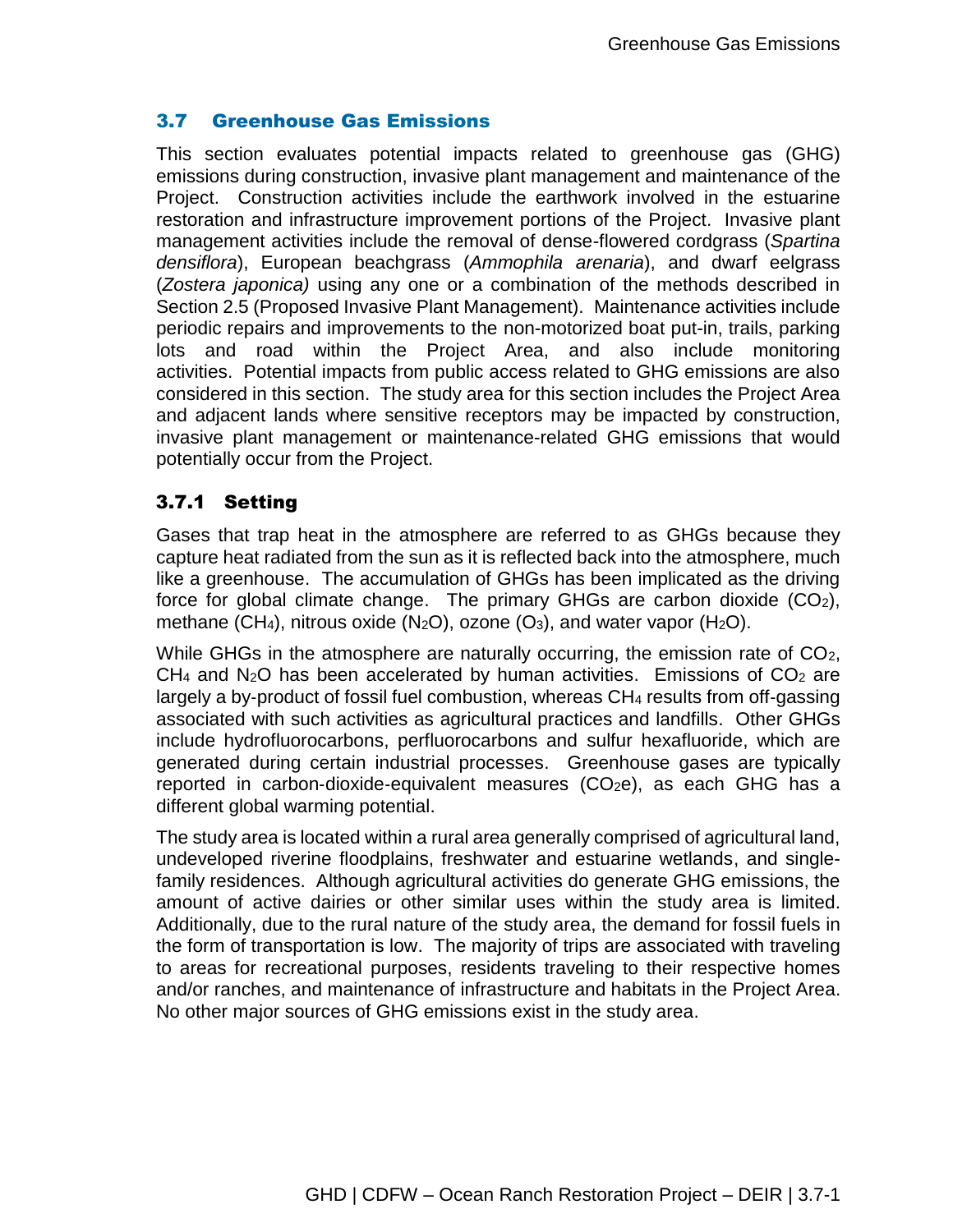## 3.7 Greenhouse Gas Emissions

This section evaluates potential impacts related to greenhouse gas (GHG) emissions during construction, invasive plant management and maintenance of the Project. Construction activities include the earthwork involved in the estuarine restoration and infrastructure improvement portions of the Project. Invasive plant management activities include the removal of dense-flowered cordgrass (*Spartina densiflora*), European beachgrass (*Ammophila arenaria*), and dwarf eelgrass (*Zostera japonica)* using any one or a combination of the methods described in Section 2.5 (Proposed Invasive Plant Management). Maintenance activities include periodic repairs and improvements to the non-motorized boat put-in, trails, parking lots and road within the Project Area, and also include monitoring activities. Potential impacts from public access related to GHG emissions are also considered in this section. The study area for this section includes the Project Area and adjacent lands where sensitive receptors may be impacted by construction, invasive plant management or maintenance-related GHG emissions that would potentially occur from the Project.

### 3.7.1 Setting

Gases that trap heat in the atmosphere are referred to as GHGs because they capture heat radiated from the sun as it is reflected back into the atmosphere, much like a greenhouse. The accumulation of GHGs has been implicated as the driving force for global climate change. The primary GHGs are carbon dioxide ($CO_2$), methane ($CH_4$), nitrous oxide ($N_2O$), ozone ($O_3$), and water vapor ($H_2O$).

While GHGs in the atmosphere are naturally occurring, the emission rate of $CO_2$, $CH_4$ and $N_2O$ has been accelerated by human activities. Emissions of $CO_2$ are largely a by-product of fossil fuel combustion, whereas $CH_4$ results from off-gassing associated with such activities as agricultural practices and landfills. Other GHGs include hydrofluorocarbons, perfluorocarbons and sulfur hexafluoride, which are generated during certain industrial processes. Greenhouse gases are typically reported in carbon-dioxide-equivalent measures ($CO_2e$), as each GHG has a different global warming potential.

The study area is located within a rural area generally comprised of agricultural land, undeveloped riverine floodplains, freshwater and estuarine wetlands, and single-family residences. Although agricultural activities do generate GHG emissions, the amount of active dairies or other similar uses within the study area is limited. Additionally, due to the rural nature of the study area, the demand for fossil fuels in the form of transportation is low. The majority of trips are associated with traveling to areas for recreational purposes, residents traveling to their respective homes and/or ranches, and maintenance of infrastructure and habitats in the Project Area. No other major sources of GHG emissions exist in the study area.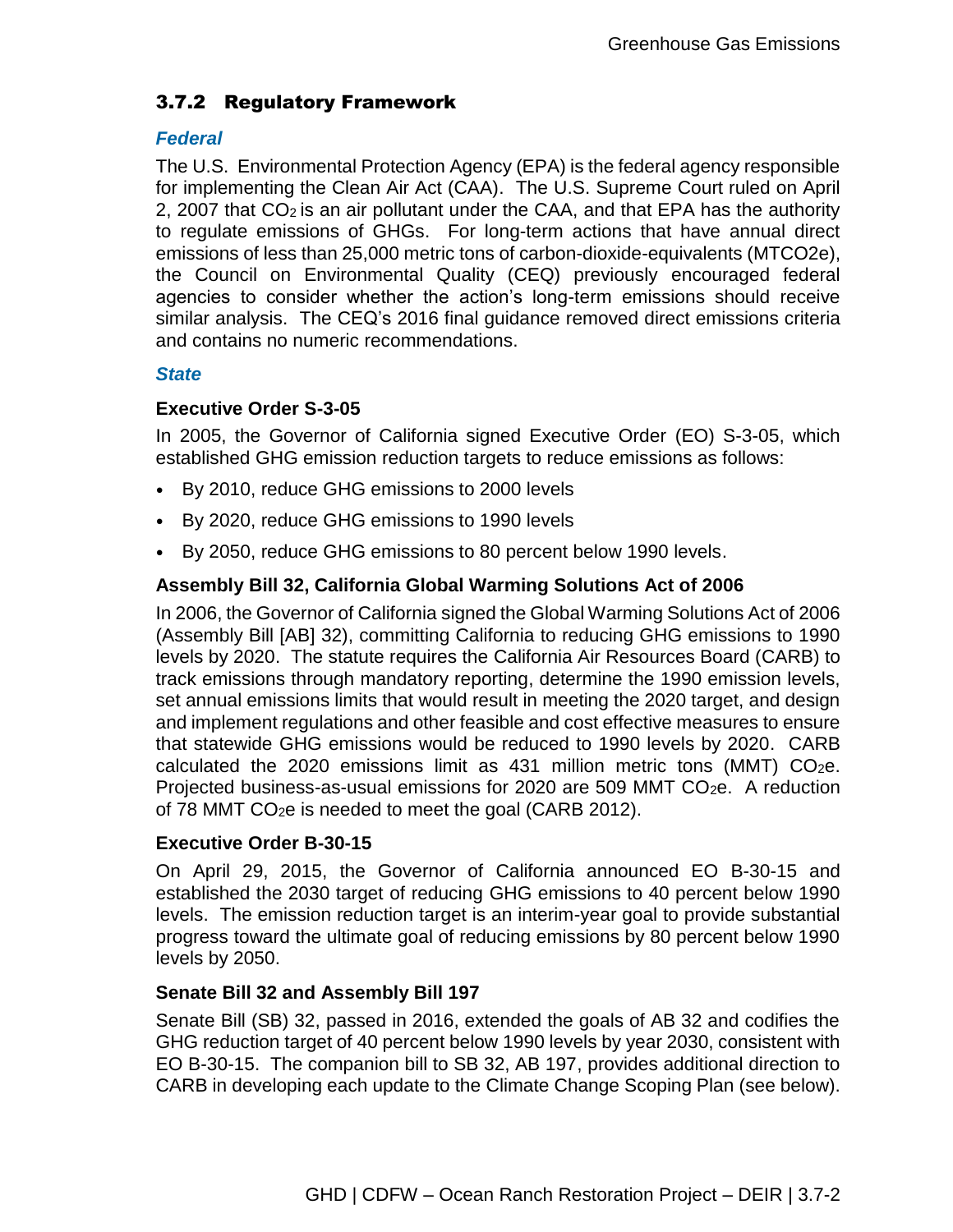### 3.7.2 Regulatory Framework

#### *Federal*

The U.S. Environmental Protection Agency (EPA) is the federal agency responsible for implementing the Clean Air Act (CAA). The U.S. Supreme Court ruled on April 2, 2007 that $CO_2$ is an air pollutant under the CAA, and that EPA has the authority to regulate emissions of GHGs. For long-term actions that have annual direct emissions of less than 25,000 metric tons of carbon-dioxide-equivalents (MTCO2e), the Council on Environmental Quality (CEQ) previously encouraged federal agencies to consider whether the action's long-term emissions should receive similar analysis. The CEQ's 2016 final guidance removed direct emissions criteria and contains no numeric recommendations.

#### *State*

**Executive Order S-3-05**

In 2005, the Governor of California signed Executive Order (EO) S-3-05, which established GHG emission reduction targets to reduce emissions as follows:

- By 2010, reduce GHG emissions to 2000 levels
- By 2020, reduce GHG emissions to 1990 levels
- By 2050, reduce GHG emissions to 80 percent below 1990 levels.

**Assembly Bill 32, California Global Warming Solutions Act of 2006**

In 2006, the Governor of California signed the Global Warming Solutions Act of 2006 (Assembly Bill [AB] 32), committing California to reducing GHG emissions to 1990 levels by 2020. The statute requires the California Air Resources Board (CARB) to track emissions through mandatory reporting, determine the 1990 emission levels, set annual emissions limits that would result in meeting the 2020 target, and design and implement regulations and other feasible and cost effective measures to ensure that statewide GHG emissions would be reduced to 1990 levels by 2020. CARB calculated the 2020 emissions limit as 431 million metric tons (MMT) $CO_2e$. Projected business-as-usual emissions for 2020 are 509 MMT $CO_2e$. A reduction of 78 MMT $CO_2e$ is needed to meet the goal (CARB 2012).

**Executive Order B-30-15**

On April 29, 2015, the Governor of California announced EO B-30-15 and established the 2030 target of reducing GHG emissions to 40 percent below 1990 levels. The emission reduction target is an interim-year goal to provide substantial progress toward the ultimate goal of reducing emissions by 80 percent below 1990 levels by 2050.

**Senate Bill 32 and Assembly Bill 197**

Senate Bill (SB) 32, passed in 2016, extended the goals of AB 32 and codifies the GHG reduction target of 40 percent below 1990 levels by year 2030, consistent with EO B-30-15. The companion bill to SB 32, AB 197, provides additional direction to CARB in developing each update to the Climate Change Scoping Plan (see below).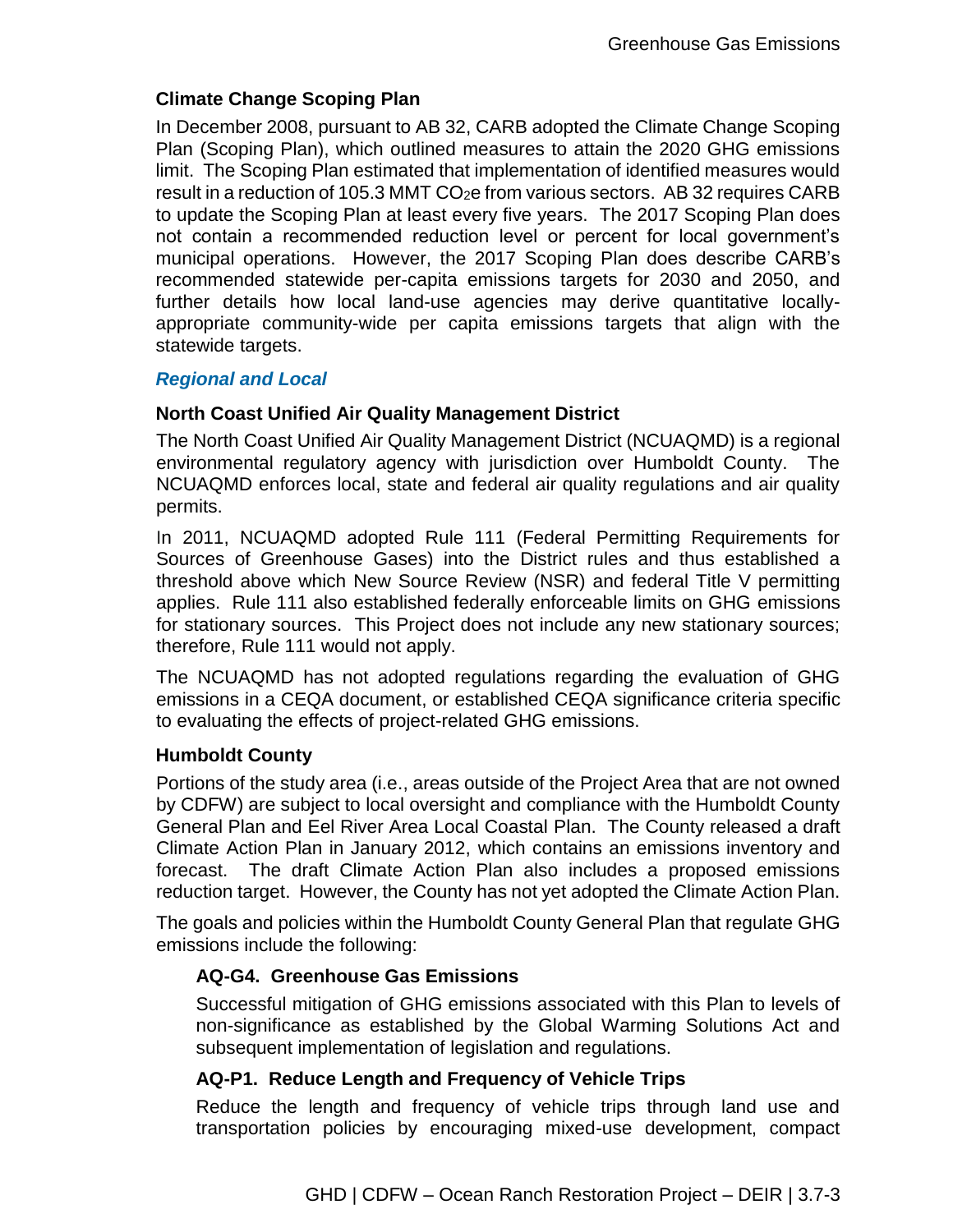### Climate Change Scoping Plan

In December 2008, pursuant to AB 32, CARB adopted the Climate Change Scoping Plan (Scoping Plan), which outlined measures to attain the 2020 GHG emissions limit. The Scoping Plan estimated that implementation of identified measures would result in a reduction of 105.3 MMT $CO_2e$ from various sectors. AB 32 requires CARB to update the Scoping Plan at least every five years. The 2017 Scoping Plan does not contain a recommended reduction level or percent for local government's municipal operations. However, the 2017 Scoping Plan does describe CARB's recommended statewide per-capita emissions targets for 2030 and 2050, and further details how local land-use agencies may derive quantitative locally-appropriate community-wide per capita emissions targets that align with the statewide targets.

## *Regional and Local*

### North Coast Unified Air Quality Management District

The North Coast Unified Air Quality Management District (NCUAQMD) is a regional environmental regulatory agency with jurisdiction over Humboldt County. The NCUAQMD enforces local, state and federal air quality regulations and air quality permits.

In 2011, NCUAQMD adopted Rule 111 (Federal Permitting Requirements for Sources of Greenhouse Gases) into the District rules and thus established a threshold above which New Source Review (NSR) and federal Title V permitting applies. Rule 111 also established federally enforceable limits on GHG emissions for stationary sources. This Project does not include any new stationary sources; therefore, Rule 111 would not apply.

The NCUAQMD has not adopted regulations regarding the evaluation of GHG emissions in a CEQA document, or established CEQA significance criteria specific to evaluating the effects of project-related GHG emissions.

### Humboldt County

Portions of the study area (i.e., areas outside of the Project Area that are not owned by CDFW) are subject to local oversight and compliance with the Humboldt County General Plan and Eel River Area Local Coastal Plan. The County released a draft Climate Action Plan in January 2012, which contains an emissions inventory and forecast. The draft Climate Action Plan also includes a proposed emissions reduction target. However, the County has not yet adopted the Climate Action Plan.

The goals and policies within the Humboldt County General Plan that regulate GHG emissions include the following:

**AQ-G4. Greenhouse Gas Emissions**

Successful mitigation of GHG emissions associated with this Plan to levels of non-significance as established by the Global Warming Solutions Act and subsequent implementation of legislation and regulations.

**AQ-P1. Reduce Length and Frequency of Vehicle Trips**

Reduce the length and frequency of vehicle trips through land use and transportation policies by encouraging mixed-use development, compact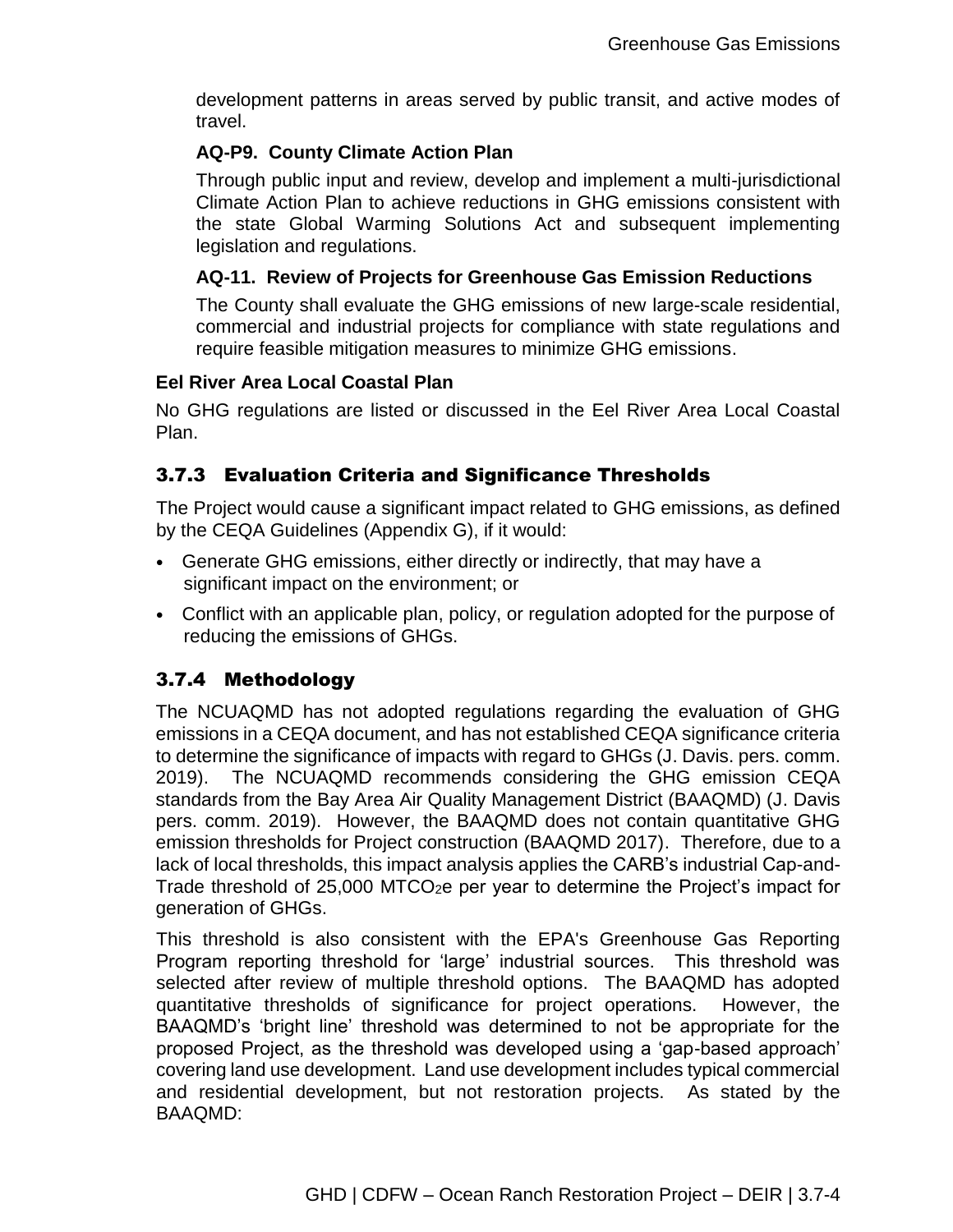development patterns in areas served by public transit, and active modes of travel.

**AQ-P9. County Climate Action Plan**

Through public input and review, develop and implement a multi-jurisdictional Climate Action Plan to achieve reductions in GHG emissions consistent with the state Global Warming Solutions Act and subsequent implementing legislation and regulations.

**AQ-11. Review of Projects for Greenhouse Gas Emission Reductions**

The County shall evaluate the GHG emissions of new large-scale residential, commercial and industrial projects for compliance with state regulations and require feasible mitigation measures to minimize GHG emissions.

**Eel River Area Local Coastal Plan**

No GHG regulations are listed or discussed in the Eel River Area Local Coastal Plan.

### 3.7.3 Evaluation Criteria and Significance Thresholds

The Project would cause a significant impact related to GHG emissions, as defined by the CEQA Guidelines (Appendix G), if it would:

- Generate GHG emissions, either directly or indirectly, that may have a significant impact on the environment; or
- Conflict with an applicable plan, policy, or regulation adopted for the purpose of reducing the emissions of GHGs.

### 3.7.4 Methodology

The NCUAQMD has not adopted regulations regarding the evaluation of GHG emissions in a CEQA document, and has not established CEQA significance criteria to determine the significance of impacts with regard to GHGs (J. Davis. pers. comm. 2019). The NCUAQMD recommends considering the GHG emission CEQA standards from the Bay Area Air Quality Management District (BAAQMD) (J. Davis pers. comm. 2019). However, the BAAQMD does not contain quantitative GHG emission thresholds for Project construction (BAAQMD 2017). Therefore, due to a lack of local thresholds, this impact analysis applies the CARB's industrial Cap-and-Trade threshold of 25,000 $MTCO_2e$ per year to determine the Project's impact for generation of GHGs.

This threshold is also consistent with the EPA's Greenhouse Gas Reporting Program reporting threshold for 'large' industrial sources. This threshold was selected after review of multiple threshold options. The BAAQMD has adopted quantitative thresholds of significance for project operations. However, the BAAQMD's 'bright line' threshold was determined to not be appropriate for the proposed Project, as the threshold was developed using a 'gap-based approach' covering land use development. Land use development includes typical commercial and residential development, but not restoration projects. As stated by the BAAQMD: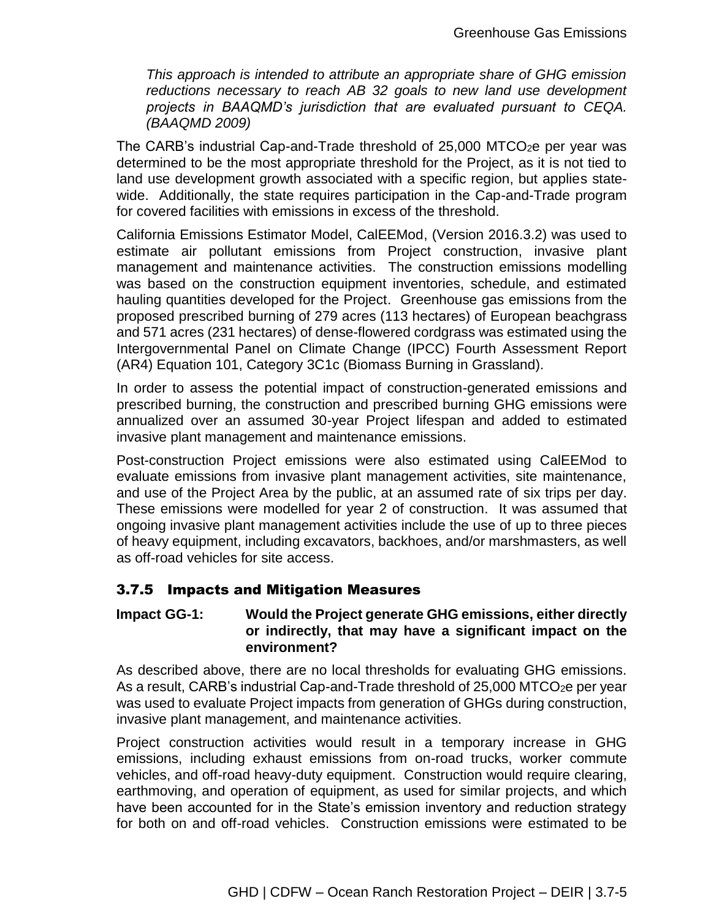*This approach is intended to attribute an appropriate share of GHG emission reductions necessary to reach AB 32 goals to new land use development projects in BAAQMD's jurisdiction that are evaluated pursuant to CEQA. (BAAQMD 2009)*

The CARB's industrial Cap-and-Trade threshold of 25,000 $MTCO_2e$ per year was determined to be the most appropriate threshold for the Project, as it is not tied to land use development growth associated with a specific region, but applies state-wide. Additionally, the state requires participation in the Cap-and-Trade program for covered facilities with emissions in excess of the threshold.

California Emissions Estimator Model, CalEEMod, (Version 2016.3.2) was used to estimate air pollutant emissions from Project construction, invasive plant management and maintenance activities. The construction emissions modelling was based on the construction equipment inventories, schedule, and estimated hauling quantities developed for the Project. Greenhouse gas emissions from the proposed prescribed burning of 279 acres (113 hectares) of European beachgrass and 571 acres (231 hectares) of dense-flowered cordgrass was estimated using the Intergovernmental Panel on Climate Change (IPCC) Fourth Assessment Report (AR4) Equation 101, Category 3C1c (Biomass Burning in Grassland).

In order to assess the potential impact of construction-generated emissions and prescribed burning, the construction and prescribed burning GHG emissions were annualized over an assumed 30-year Project lifespan and added to estimated invasive plant management and maintenance emissions.

Post-construction Project emissions were also estimated using CalEEMod to evaluate emissions from invasive plant management activities, site maintenance, and use of the Project Area by the public, at an assumed rate of six trips per day. These emissions were modelled for year 2 of construction. It was assumed that ongoing invasive plant management activities include the use of up to three pieces of heavy equipment, including excavators, backhoes, and/or marshmasters, as well as off-road vehicles for site access.

### 3.7.5 Impacts and Mitigation Measures

**Impact GG-1: Would the Project generate GHG emissions, either directly or indirectly, that may have a significant impact on the environment?**

As described above, there are no local thresholds for evaluating GHG emissions. As a result, CARB's industrial Cap-and-Trade threshold of 25,000 $MTCO_2e$ per year was used to evaluate Project impacts from generation of GHGs during construction, invasive plant management, and maintenance activities.

Project construction activities would result in a temporary increase in GHG emissions, including exhaust emissions from on-road trucks, worker commute vehicles, and off-road heavy-duty equipment. Construction would require clearing, earthmoving, and operation of equipment, as used for similar projects, and which have been accounted for in the State's emission inventory and reduction strategy for both on and off-road vehicles. Construction emissions were estimated to be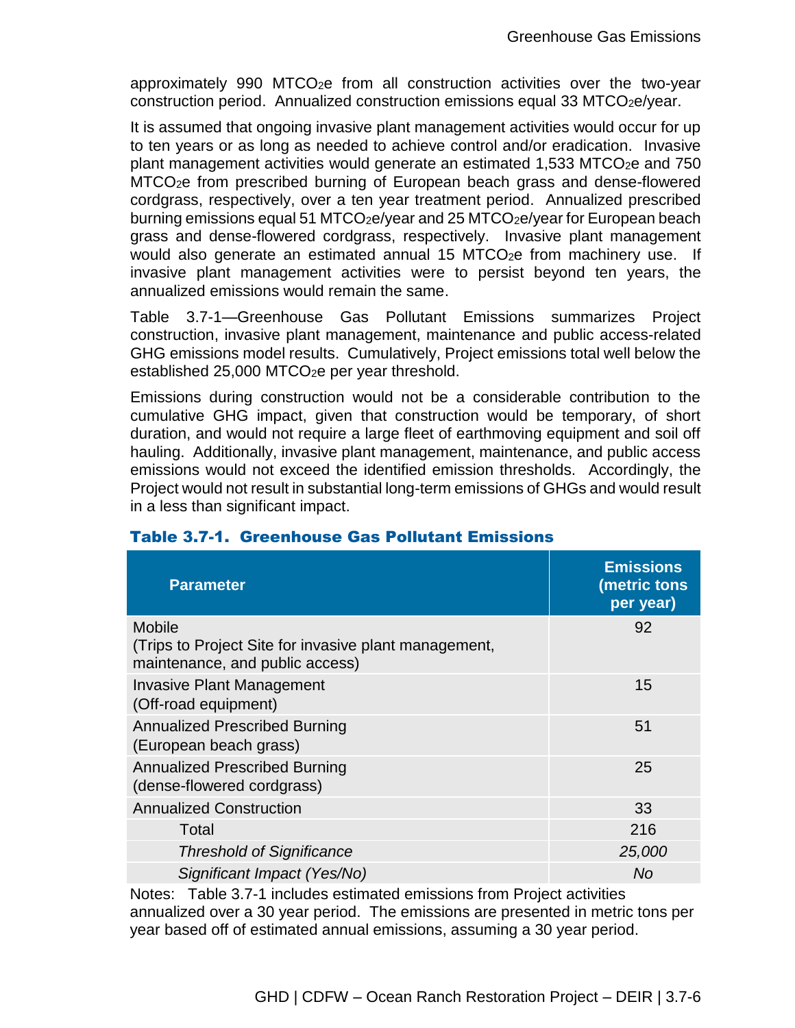approximately 990 $MTCO_2e$ from all construction activities over the two-year construction period. Annualized construction emissions equal 33 $MTCO_2e$/year.

It is assumed that ongoing invasive plant management activities would occur for up to ten years or as long as needed to achieve control and/or eradication. Invasive plant management activities would generate an estimated 1,533 $MTCO_2e$ and 750 $MTCO_2e$ from prescribed burning of European beach grass and dense-flowered cordgrass, respectively, over a ten year treatment period. Annualized prescribed burning emissions equal 51 $MTCO_2e$/year and 25 $MTCO_2e$/year for European beach grass and dense-flowered cordgrass, respectively. Invasive plant management would also generate an estimated annual 15 $MTCO_2e$ from machinery use. If invasive plant management activities were to persist beyond ten years, the annualized emissions would remain the same.

Table 3.7-1—Greenhouse Gas Pollutant Emissions summarizes Project construction, invasive plant management, maintenance and public access-related GHG emissions model results. Cumulatively, Project emissions total well below the established 25,000 $MTCO_2e$ per year threshold.

Emissions during construction would not be a considerable contribution to the cumulative GHG impact, given that construction would be temporary, of short duration, and would not require a large fleet of earthmoving equipment and soil off hauling. Additionally, invasive plant management, maintenance, and public access emissions would not exceed the identified emission thresholds. Accordingly, the Project would not result in substantial long-term emissions of GHGs and would result in a less than significant impact.

### Table 3.7-1. Greenhouse Gas Pollutant Emissions

| Parameter | Emissions (metric tons per year) |
|---|---|
| Mobile<br>(Trips to Project Site for invasive plant management, maintenance, and public access) | 92 |
| Invasive Plant Management<br>(Off-road equipment) | 15 |
| Annualized Prescribed Burning<br>(European beach grass) | 51 |
| Annualized Prescribed Burning<br>(dense-flowered cordgrass) | 25 |
| Annualized Construction | 33 |
| Total | 216 |
| *Threshold of Significance* | *25,000* |
| *Significant Impact (Yes/No)* | *No* |

Notes: Table 3.7-1 includes estimated emissions from Project activities annualized over a 30 year period. The emissions are presented in metric tons per year based off of estimated annual emissions, assuming a 30 year period.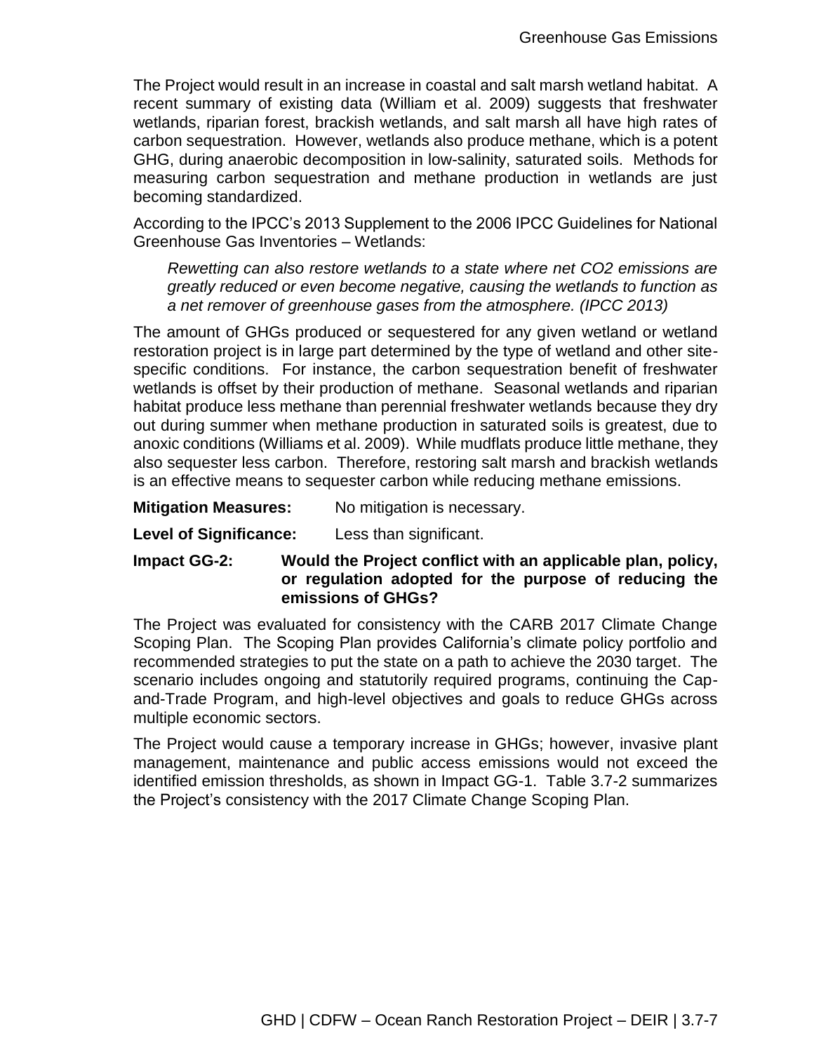The Project would result in an increase in coastal and salt marsh wetland habitat. A recent summary of existing data (William et al. 2009) suggests that freshwater wetlands, riparian forest, brackish wetlands, and salt marsh all have high rates of carbon sequestration. However, wetlands also produce methane, which is a potent GHG, during anaerobic decomposition in low-salinity, saturated soils. Methods for measuring carbon sequestration and methane production in wetlands are just becoming standardized.

According to the IPCC's 2013 Supplement to the 2006 IPCC Guidelines for National Greenhouse Gas Inventories – Wetlands:

> *Rewetting can also restore wetlands to a state where net CO2 emissions are greatly reduced or even become negative, causing the wetlands to function as a net remover of greenhouse gases from the atmosphere. (IPCC 2013)*

The amount of GHGs produced or sequestered for any given wetland or wetland restoration project is in large part determined by the type of wetland and other site-specific conditions. For instance, the carbon sequestration benefit of freshwater wetlands is offset by their production of methane. Seasonal wetlands and riparian habitat produce less methane than perennial freshwater wetlands because they dry out during summer when methane production in saturated soils is greatest, due to anoxic conditions (Williams et al. 2009). While mudflats produce little methane, they also sequester less carbon. Therefore, restoring salt marsh and brackish wetlands is an effective means to sequester carbon while reducing methane emissions.

**Mitigation Measures:** No mitigation is necessary.

**Level of Significance:** Less than significant.

**Impact GG-2: Would the Project conflict with an applicable plan, policy, or regulation adopted for the purpose of reducing the emissions of GHGs?**

The Project was evaluated for consistency with the CARB 2017 Climate Change Scoping Plan. The Scoping Plan provides California's climate policy portfolio and recommended strategies to put the state on a path to achieve the 2030 target. The scenario includes ongoing and statutorily required programs, continuing the Cap-and-Trade Program, and high-level objectives and goals to reduce GHGs across multiple economic sectors.

The Project would cause a temporary increase in GHGs; however, invasive plant management, maintenance and public access emissions would not exceed the identified emission thresholds, as shown in Impact GG-1. Table 3.7-2 summarizes the Project's consistency with the 2017 Climate Change Scoping Plan.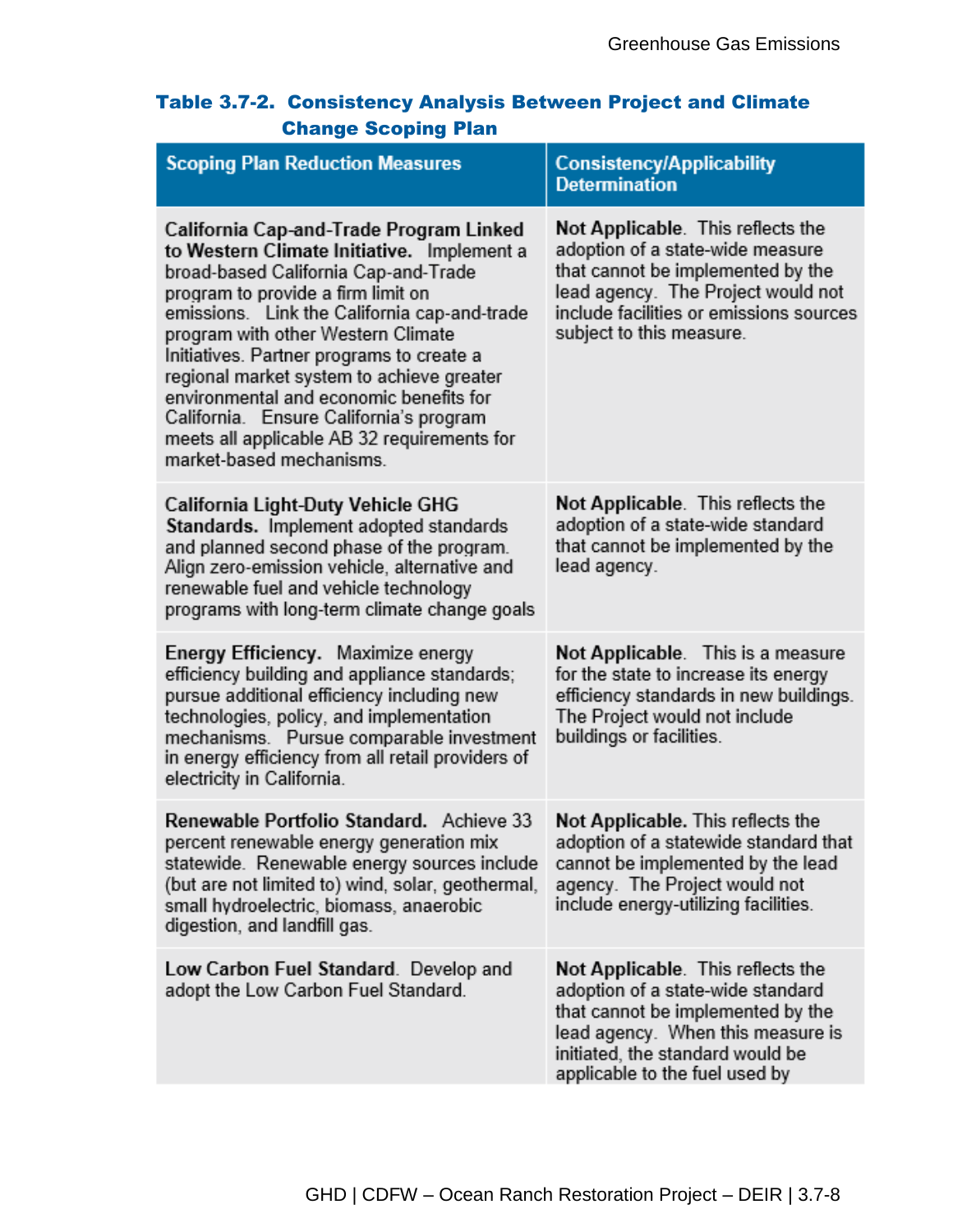**Table 3.7-2. Consistency Analysis Between Project and Climate Change Scoping Plan**

| Scoping Plan Reduction Measures | Consistency/Applicability Determination |
|---|---|
| **California Cap-and-Trade Program Linked to Western Climate Initiative.** Implement a broad-based California Cap-and-Trade program to provide a firm limit on emissions. Link the California cap-and-trade program with other Western Climate Initiatives. Partner programs to create a regional market system to achieve greater environmental and economic benefits for California. Ensure California's program meets all applicable AB 32 requirements for market-based mechanisms. | **Not Applicable**. This reflects the adoption of a state-wide measure that cannot be implemented by the lead agency. The Project would not include facilities or emissions sources subject to this measure. |
| **California Light-Duty Vehicle GHG Standards.** Implement adopted standards and planned second phase of the program. Align zero-emission vehicle, alternative and renewable fuel and vehicle technology programs with long-term climate change goals | **Not Applicable**. This reflects the adoption of a state-wide standard that cannot be implemented by the lead agency. |
| **Energy Efficiency.** Maximize energy efficiency building and appliance standards; pursue additional efficiency including new technologies, policy, and implementation mechanisms. Pursue comparable investment in energy efficiency from all retail providers of electricity in California. | **Not Applicable**. This is a measure for the state to increase its energy efficiency standards in new buildings. The Project would not include buildings or facilities. |
| **Renewable Portfolio Standard.** Achieve 33 percent renewable energy generation mix statewide. Renewable energy sources include (but are not limited to) wind, solar, geothermal, small hydroelectric, biomass, anaerobic digestion, and landfill gas. | **Not Applicable.** This reflects the adoption of a statewide standard that cannot be implemented by the lead agency. The Project would not include energy-utilizing facilities. |
| **Low Carbon Fuel Standard**. Develop and adopt the Low Carbon Fuel Standard. | **Not Applicable**. This reflects the adoption of a state-wide standard that cannot be implemented by the lead agency. When this measure is initiated, the standard would be applicable to the fuel used by |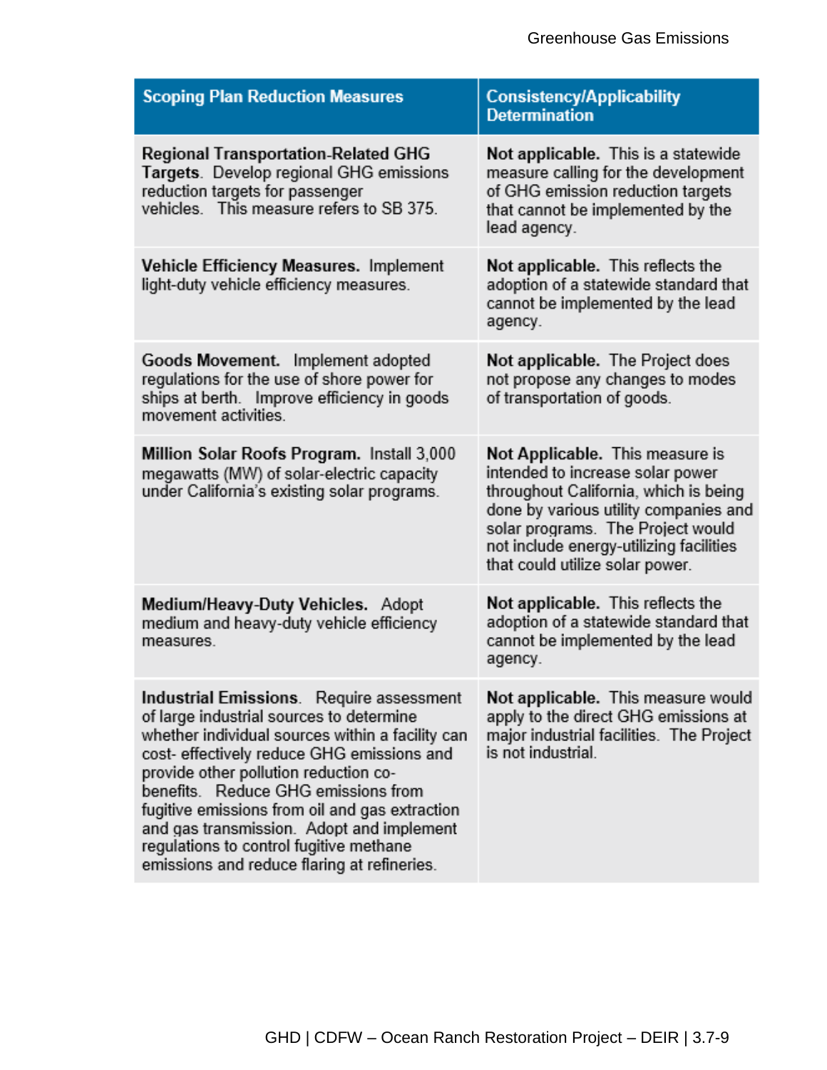| Scoping Plan Reduction Measures | Consistency/Applicability Determination |
|---|---|
| **Regional Transportation-Related GHG Targets**. Develop regional GHG emissions reduction targets for passenger vehicles. This measure refers to SB 375. | **Not applicable.** This is a statewide measure calling for the development of GHG emission reduction targets that cannot be implemented by the lead agency. |
| **Vehicle Efficiency Measures.** Implement light-duty vehicle efficiency measures. | **Not applicable.** This reflects the adoption of a statewide standard that cannot be implemented by the lead agency. |
| **Goods Movement.** Implement adopted regulations for the use of shore power for ships at berth. Improve efficiency in goods movement activities. | **Not applicable.** The Project does not propose any changes to modes of transportation of goods. |
| **Million Solar Roofs Program.** Install 3,000 megawatts (MW) of solar-electric capacity under California's existing solar programs. | **Not Applicable.** This measure is intended to increase solar power throughout California, which is being done by various utility companies and solar programs. The Project would not include energy-utilizing facilities that could utilize solar power. |
| **Medium/Heavy-Duty Vehicles.** Adopt medium and heavy-duty vehicle efficiency measures. | **Not applicable.** This reflects the adoption of a statewide standard that cannot be implemented by the lead agency. |
| **Industrial Emissions**. Require assessment of large industrial sources to determine whether individual sources within a facility can cost- effectively reduce GHG emissions and provide other pollution reduction co-benefits. Reduce GHG emissions from fugitive emissions from oil and gas extraction and gas transmission. Adopt and implement regulations to control fugitive methane emissions and reduce flaring at refineries. | **Not applicable.** This measure would apply to the direct GHG emissions at major industrial facilities. The Project is not industrial. |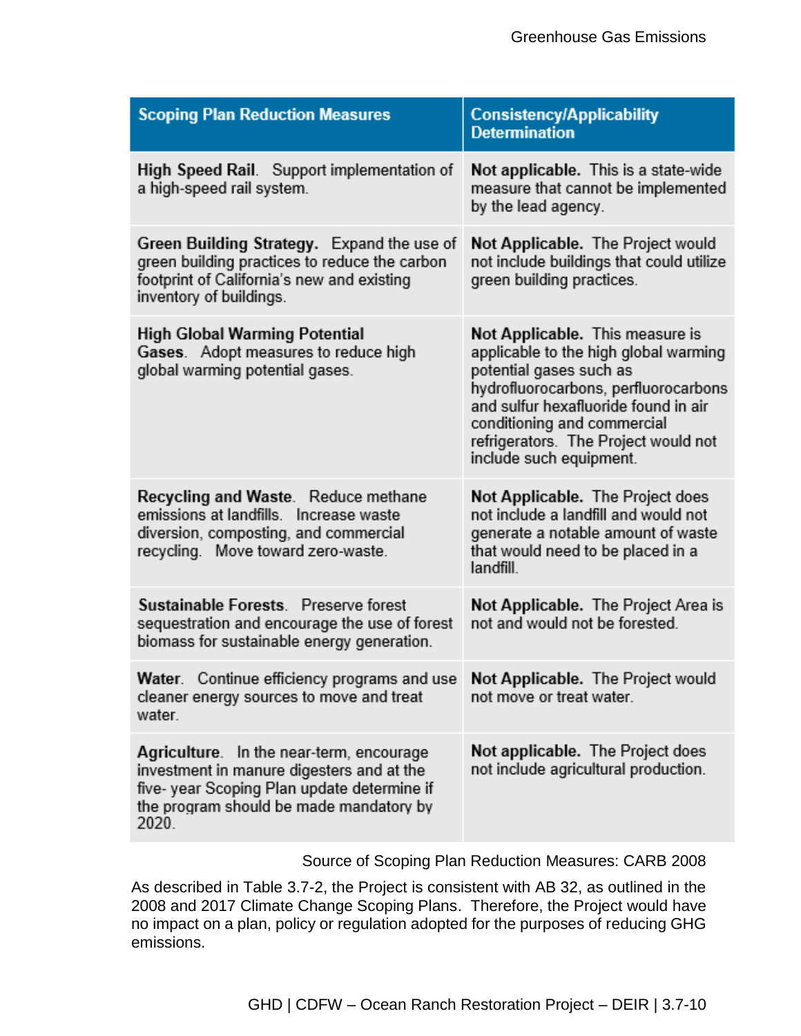| Scoping Plan Reduction Measures | Consistency/Applicability Determination |
|---|---|
| **High Speed Rail**. Support implementation of a high-speed rail system. | **Not applicable.** This is a state-wide measure that cannot be implemented by the lead agency. |
| **Green Building Strategy.** Expand the use of green building practices to reduce the carbon footprint of California's new and existing inventory of buildings. | **Not Applicable.** The Project would not include buildings that could utilize green building practices. |
| **High Global Warming Potential Gases**. Adopt measures to reduce high global warming potential gases. | **Not Applicable.** This measure is applicable to the high global warming potential gases such as hydrofluorocarbons, perfluorocarbons and sulfur hexafluoride found in air conditioning and commercial refrigerators. The Project would not include such equipment. |
| **Recycling and Waste**. Reduce methane emissions at landfills. Increase waste diversion, composting, and commercial recycling. Move toward zero-waste. | **Not Applicable.** The Project does not include a landfill and would not generate a notable amount of waste that would need to be placed in a landfill. |
| **Sustainable Forests**. Preserve forest sequestration and encourage the use of forest biomass for sustainable energy generation. | **Not Applicable.** The Project Area is not and would not be forested. |
| **Water**. Continue efficiency programs and use cleaner energy sources to move and treat water. | **Not Applicable.** The Project would not move or treat water. |
| **Agriculture**. In the near-term, encourage investment in manure digesters and at the five- year Scoping Plan update determine if the program should be made mandatory by 2020. | **Not applicable.** The Project does not include agricultural production. |

Source of Scoping Plan Reduction Measures: CARB 2008

As described in Table 3.7-2, the Project is consistent with AB 32, as outlined in the 2008 and 2017 Climate Change Scoping Plans. Therefore, the Project would have no impact on a plan, policy or regulation adopted for the purposes of reducing GHG emissions.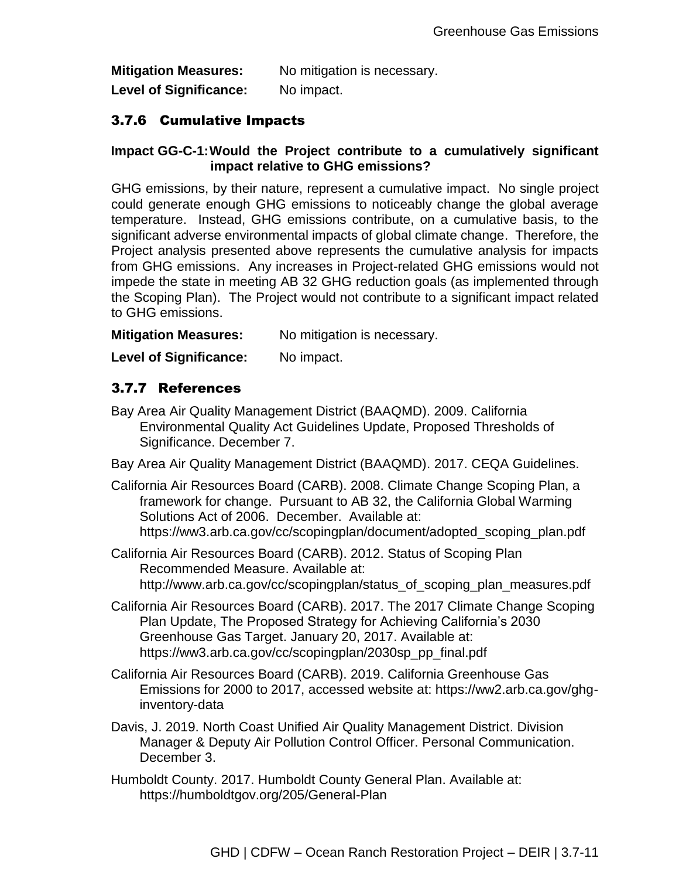**Mitigation Measures:** No mitigation is necessary.

**Level of Significance:** No impact.

### 3.7.6 Cumulative Impacts

**Impact GG-C-1: Would the Project contribute to a cumulatively significant impact relative to GHG emissions?**

GHG emissions, by their nature, represent a cumulative impact. No single project could generate enough GHG emissions to noticeably change the global average temperature. Instead, GHG emissions contribute, on a cumulative basis, to the significant adverse environmental impacts of global climate change. Therefore, the Project analysis presented above represents the cumulative analysis for impacts from GHG emissions. Any increases in Project-related GHG emissions would not impede the state in meeting AB 32 GHG reduction goals (as implemented through the Scoping Plan). The Project would not contribute to a significant impact related to GHG emissions.

**Mitigation Measures:** No mitigation is necessary.

**Level of Significance:** No impact.

### 3.7.7 References

Bay Area Air Quality Management District (BAAQMD). 2009. California Environmental Quality Act Guidelines Update, Proposed Thresholds of Significance. December 7.

Bay Area Air Quality Management District (BAAQMD). 2017. CEQA Guidelines.

California Air Resources Board (CARB). 2008. Climate Change Scoping Plan, a framework for change. Pursuant to AB 32, the California Global Warming Solutions Act of 2006. December. Available at: https://ww3.arb.ca.gov/cc/scopingplan/document/adopted_scoping_plan.pdf

California Air Resources Board (CARB). 2012. Status of Scoping Plan Recommended Measure. Available at: http://www.arb.ca.gov/cc/scopingplan/status_of_scoping_plan_measures.pdf

California Air Resources Board (CARB). 2017. The 2017 Climate Change Scoping Plan Update, The Proposed Strategy for Achieving California's 2030 Greenhouse Gas Target. January 20, 2017. Available at: https://ww3.arb.ca.gov/cc/scopingplan/2030sp_pp_final.pdf

California Air Resources Board (CARB). 2019. California Greenhouse Gas Emissions for 2000 to 2017, accessed website at: https://ww2.arb.ca.gov/ghg-inventory-data

Davis, J. 2019. North Coast Unified Air Quality Management District. Division Manager & Deputy Air Pollution Control Officer. Personal Communication. December 3.

Humboldt County. 2017. Humboldt County General Plan. Available at: https://humboldtgov.org/205/General-Plan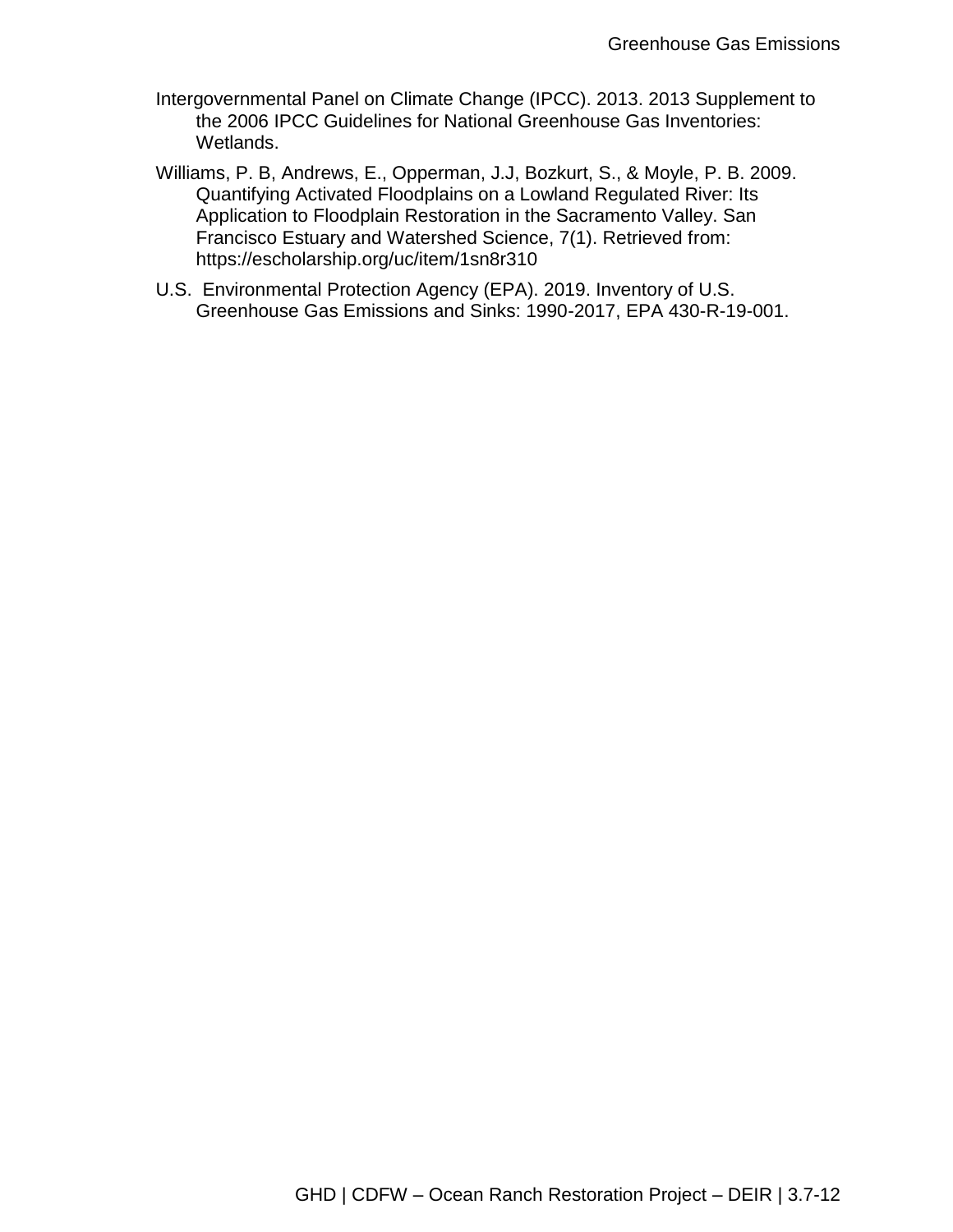Intergovernmental Panel on Climate Change (IPCC). 2013. 2013 Supplement to the 2006 IPCC Guidelines for National Greenhouse Gas Inventories: Wetlands.

Williams, P. B, Andrews, E., Opperman, J.J, Bozkurt, S., & Moyle, P. B. 2009. Quantifying Activated Floodplains on a Lowland Regulated River: Its Application to Floodplain Restoration in the Sacramento Valley. San Francisco Estuary and Watershed Science, 7(1). Retrieved from: https://escholarship.org/uc/item/1sn8r310

U.S. Environmental Protection Agency (EPA). 2019. Inventory of U.S. Greenhouse Gas Emissions and Sinks: 1990-2017, EPA 430-R-19-001.